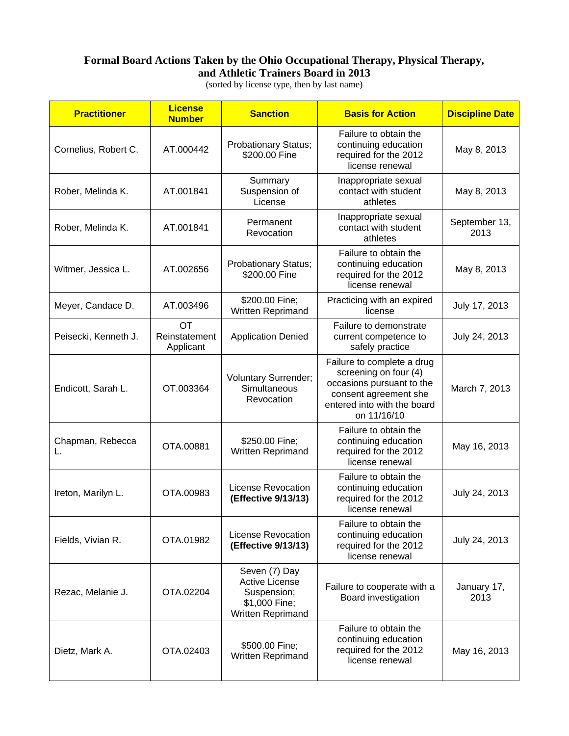**Formal Board Actions Taken by the Ohio Occupational Therapy, Physical Therapy, and Athletic Trainers Board in 2013**

(sorted by license type, then by last name)

| Practitioner | License Number | Sanction | Basis for Action | Discipline Date |
|---|---|---|---|---|
| Cornelius, Robert C. | AT.000442 | Probationary Status; $200.00 Fine | Failure to obtain the continuing education required for the 2012 license renewal | May 8, 2013 |
| Rober, Melinda K. | AT.001841 | Summary Suspension of License | Inappropriate sexual contact with student athletes | May 8, 2013 |
| Rober, Melinda K. | AT.001841 | Permanent Revocation | Inappropriate sexual contact with student athletes | September 13, 2013 |
| Witmer, Jessica L. | AT.002656 | Probationary Status; $200.00 Fine | Failure to obtain the continuing education required for the 2012 license renewal | May 8, 2013 |
| Meyer, Candace D. | AT.003496 | $200.00 Fine; Written Reprimand | Practicing with an expired license | July 17, 2013 |
| Peisecki, Kenneth J. | OT Reinstatement Applicant | Application Denied | Failure to demonstrate current competence to safely practice | July 24, 2013 |
| Endicott, Sarah L. | OT.003364 | Voluntary Surrender; Simultaneous Revocation | Failure to complete a drug screening on four (4) occasions pursuant to the consent agreement she entered into with the board on 11/16/10 | March 7, 2013 |
| Chapman, Rebecca L. | OTA.00881 | $250.00 Fine; Written Reprimand | Failure to obtain the continuing education required for the 2012 license renewal | May 16, 2013 |
| Ireton, Marilyn L. | OTA.00983 | License Revocation **(Effective 9/13/13)** | Failure to obtain the continuing education required for the 2012 license renewal | July 24, 2013 |
| Fields, Vivian R. | OTA.01982 | License Revocation **(Effective 9/13/13)** | Failure to obtain the continuing education required for the 2012 license renewal | July 24, 2013 |
| Rezac, Melanie J. | OTA.02204 | Seven (7) Day Active License Suspension; $1,000 Fine; Written Reprimand | Failure to cooperate with a Board investigation | January 17, 2013 |
| Dietz, Mark A. | OTA.02403 | $500.00 Fine; Written Reprimand | Failure to obtain the continuing education required for the 2012 license renewal | May 16, 2013 |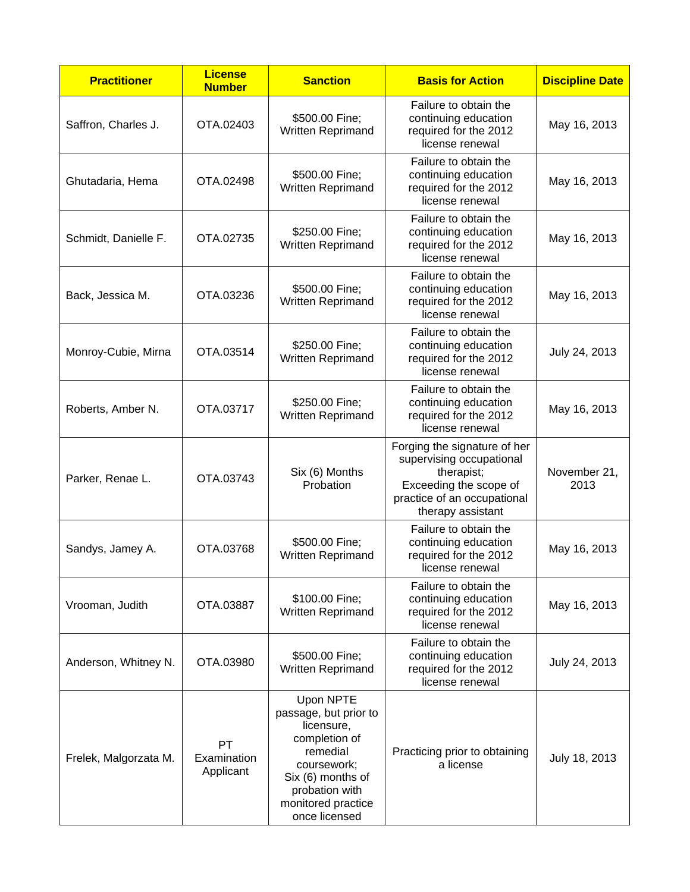| Practitioner | License Number | Sanction | Basis for Action | Discipline Date |
|---|---|---|---|---|
| Saffron, Charles J. | OTA.02403 | $500.00 Fine; Written Reprimand | Failure to obtain the continuing education required for the 2012 license renewal | May 16, 2013 |
| Ghutadaria, Hema | OTA.02498 | $500.00 Fine; Written Reprimand | Failure to obtain the continuing education required for the 2012 license renewal | May 16, 2013 |
| Schmidt, Danielle F. | OTA.02735 | $250.00 Fine; Written Reprimand | Failure to obtain the continuing education required for the 2012 license renewal | May 16, 2013 |
| Back, Jessica M. | OTA.03236 | $500.00 Fine; Written Reprimand | Failure to obtain the continuing education required for the 2012 license renewal | May 16, 2013 |
| Monroy-Cubie, Mirna | OTA.03514 | $250.00 Fine; Written Reprimand | Failure to obtain the continuing education required for the 2012 license renewal | July 24, 2013 |
| Roberts, Amber N. | OTA.03717 | $250.00 Fine; Written Reprimand | Failure to obtain the continuing education required for the 2012 license renewal | May 16, 2013 |
| Parker, Renae L. | OTA.03743 | Six (6) Months Probation | Forging the signature of her supervising occupational therapist; Exceeding the scope of practice of an occupational therapy assistant | November 21, 2013 |
| Sandys, Jamey A. | OTA.03768 | $500.00 Fine; Written Reprimand | Failure to obtain the continuing education required for the 2012 license renewal | May 16, 2013 |
| Vrooman, Judith | OTA.03887 | $100.00 Fine; Written Reprimand | Failure to obtain the continuing education required for the 2012 license renewal | May 16, 2013 |
| Anderson, Whitney N. | OTA.03980 | $500.00 Fine; Written Reprimand | Failure to obtain the continuing education required for the 2012 license renewal | July 24, 2013 |
| Frelek, Malgorzata M. | PT Examination Applicant | Upon NPTE passage, but prior to licensure, completion of remedial coursework; Six (6) months of probation with monitored practice once licensed | Practicing prior to obtaining a license | July 18, 2013 |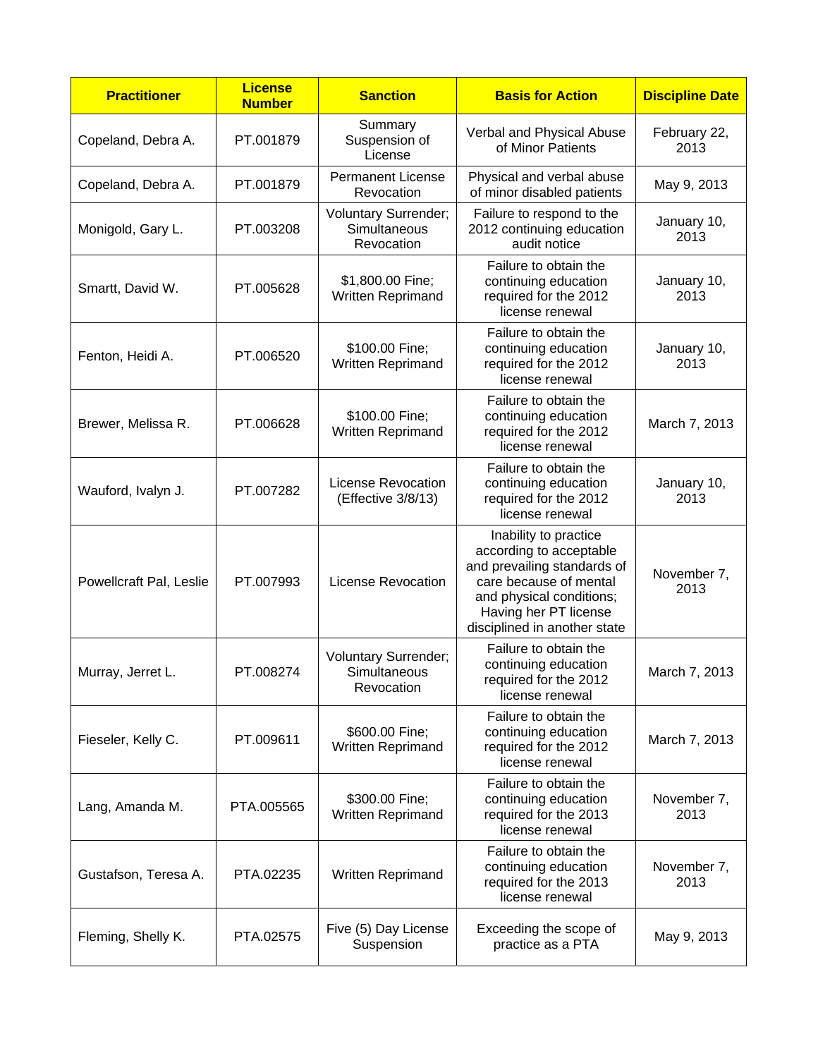| Practitioner | License Number | Sanction | Basis for Action | Discipline Date |
|---|---|---|---|---|
| Copeland, Debra A. | PT.001879 | Summary Suspension of License | Verbal and Physical Abuse of Minor Patients | February 22, 2013 |
| Copeland, Debra A. | PT.001879 | Permanent License Revocation | Physical and verbal abuse of minor disabled patients | May 9, 2013 |
| Monigold, Gary L. | PT.003208 | Voluntary Surrender; Simultaneous Revocation | Failure to respond to the 2012 continuing education audit notice | January 10, 2013 |
| Smartt, David W. | PT.005628 | $1,800.00 Fine; Written Reprimand | Failure to obtain the continuing education required for the 2012 license renewal | January 10, 2013 |
| Fenton, Heidi A. | PT.006520 | $100.00 Fine; Written Reprimand | Failure to obtain the continuing education required for the 2012 license renewal | January 10, 2013 |
| Brewer, Melissa R. | PT.006628 | $100.00 Fine; Written Reprimand | Failure to obtain the continuing education required for the 2012 license renewal | March 7, 2013 |
| Wauford, Ivalyn J. | PT.007282 | License Revocation (Effective 3/8/13) | Failure to obtain the continuing education required for the 2012 license renewal | January 10, 2013 |
| Powellcraft Pal, Leslie | PT.007993 | License Revocation | Inability to practice according to acceptable and prevailing standards of care because of mental and physical conditions; Having her PT license disciplined in another state | November 7, 2013 |
| Murray, Jerret L. | PT.008274 | Voluntary Surrender; Simultaneous Revocation | Failure to obtain the continuing education required for the 2012 license renewal | March 7, 2013 |
| Fieseler, Kelly C. | PT.009611 | $600.00 Fine; Written Reprimand | Failure to obtain the continuing education required for the 2012 license renewal | March 7, 2013 |
| Lang, Amanda M. | PTA.005565 | $300.00 Fine; Written Reprimand | Failure to obtain the continuing education required for the 2013 license renewal | November 7, 2013 |
| Gustafson, Teresa A. | PTA.02235 | Written Reprimand | Failure to obtain the continuing education required for the 2013 license renewal | November 7, 2013 |
| Fleming, Shelly K. | PTA.02575 | Five (5) Day License Suspension | Exceeding the scope of practice as a PTA | May 9, 2013 |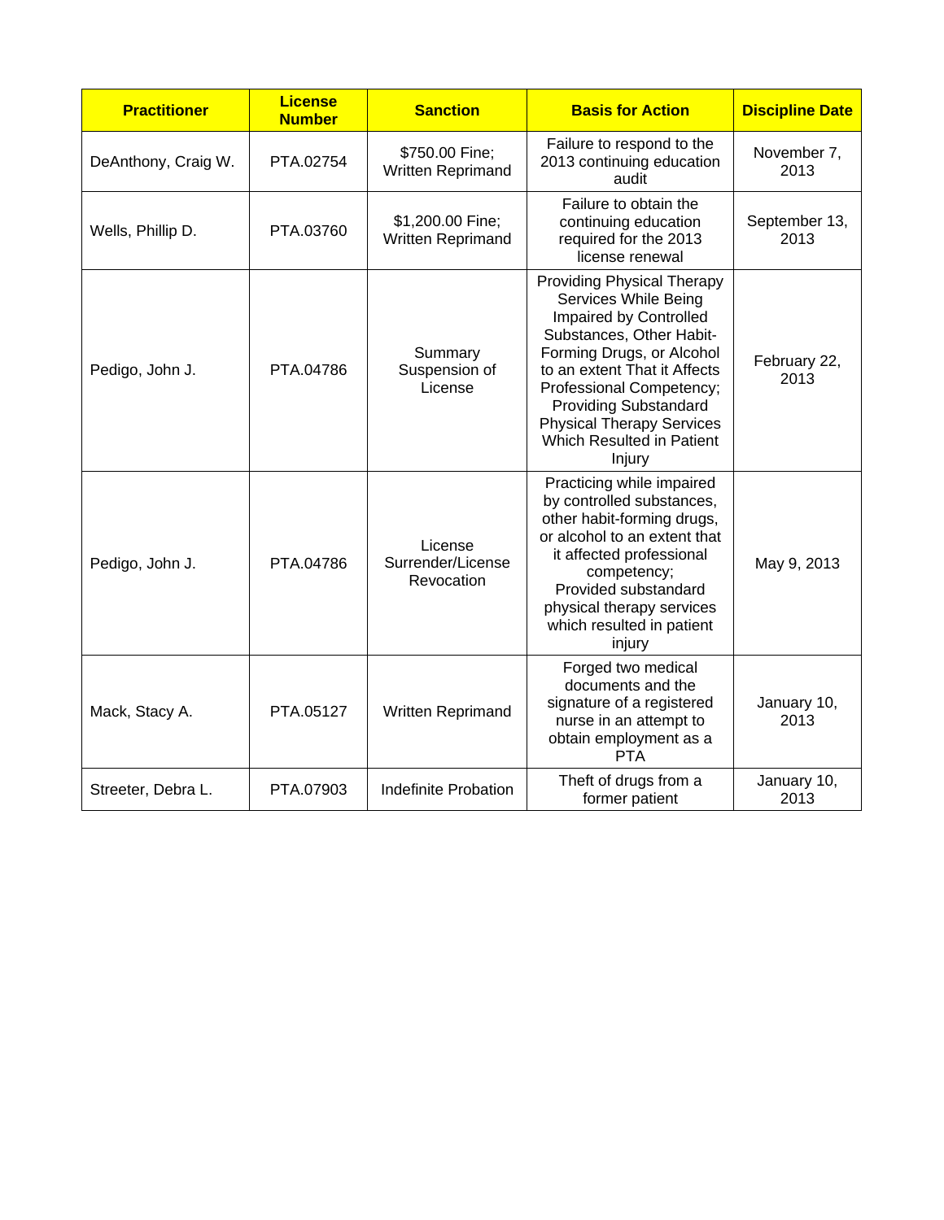| Practitioner | License Number | Sanction | Basis for Action | Discipline Date |
| --- | --- | --- | --- | --- |
| DeAnthony, Craig W. | PTA.02754 | $750.00 Fine; Written Reprimand | Failure to respond to the 2013 continuing education audit | November 7, 2013 |
| Wells, Phillip D. | PTA.03760 | $1,200.00 Fine; Written Reprimand | Failure to obtain the continuing education required for the 2013 license renewal | September 13, 2013 |
| Pedigo, John J. | PTA.04786 | Summary Suspension of License | Providing Physical Therapy Services While Being Impaired by Controlled Substances, Other Habit-Forming Drugs, or Alcohol to an extent That it Affects Professional Competency; Providing Substandard Physical Therapy Services Which Resulted in Patient Injury | February 22, 2013 |
| Pedigo, John J. | PTA.04786 | License Surrender/License Revocation | Practicing while impaired by controlled substances, other habit-forming drugs, or alcohol to an extent that it affected professional competency; Provided substandard physical therapy services which resulted in patient injury | May 9, 2013 |
| Mack, Stacy A. | PTA.05127 | Written Reprimand | Forged two medical documents and the signature of a registered nurse in an attempt to obtain employment as a PTA | January 10, 2013 |
| Streeter, Debra L. | PTA.07903 | Indefinite Probation | Theft of drugs from a former patient | January 10, 2013 |